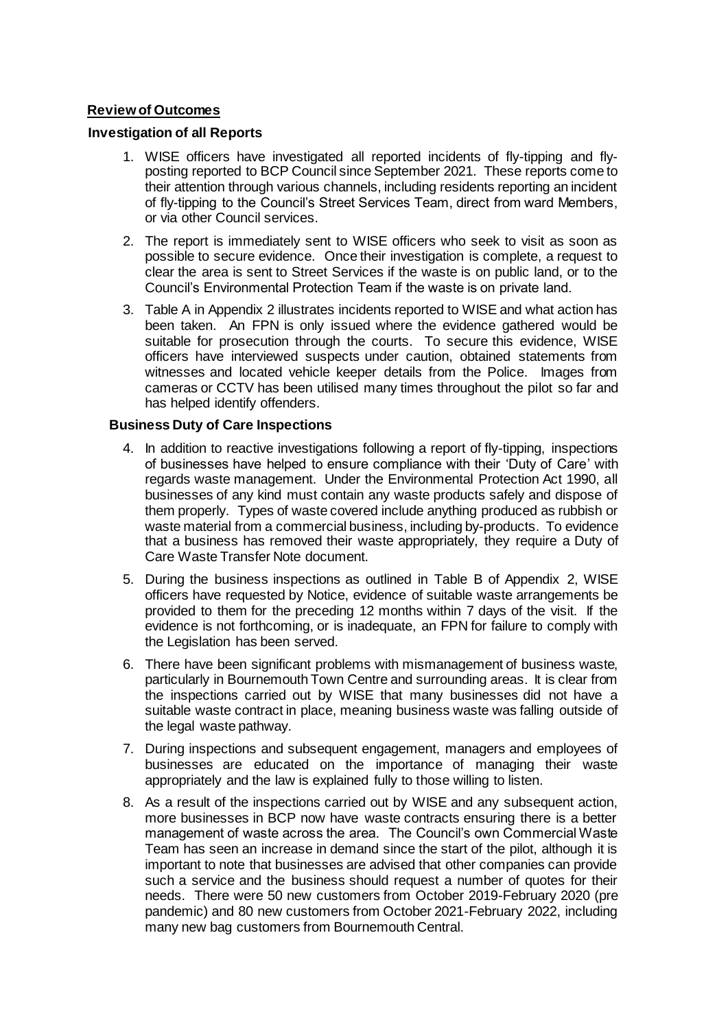## Review of Outcomes

### Investigation of all Reports

1. WISE officers have investigated all reported incidents of fly-tipping and fly-posting reported to BCP Council since September 2021. These reports come to their attention through various channels, including residents reporting an incident of fly-tipping to the Council's Street Services Team, direct from ward Members, or via other Council services.

2. The report is immediately sent to WISE officers who seek to visit as soon as possible to secure evidence. Once their investigation is complete, a request to clear the area is sent to Street Services if the waste is on public land, or to the Council's Environmental Protection Team if the waste is on private land.

3. Table A in Appendix 2 illustrates incidents reported to WISE and what action has been taken. An FPN is only issued where the evidence gathered would be suitable for prosecution through the courts. To secure this evidence, WISE officers have interviewed suspects under caution, obtained statements from witnesses and located vehicle keeper details from the Police. Images from cameras or CCTV has been utilised many times throughout the pilot so far and has helped identify offenders.

### Business Duty of Care Inspections

4. In addition to reactive investigations following a report of fly-tipping, inspections of businesses have helped to ensure compliance with their 'Duty of Care' with regards waste management. Under the Environmental Protection Act 1990, all businesses of any kind must contain any waste products safely and dispose of them properly. Types of waste covered include anything produced as rubbish or waste material from a commercial business, including by-products. To evidence that a business has removed their waste appropriately, they require a Duty of Care Waste Transfer Note document.

5. During the business inspections as outlined in Table B of Appendix 2, WISE officers have requested by Notice, evidence of suitable waste arrangements be provided to them for the preceding 12 months within 7 days of the visit. If the evidence is not forthcoming, or is inadequate, an FPN for failure to comply with the Legislation has been served.

6. There have been significant problems with mismanagement of business waste, particularly in Bournemouth Town Centre and surrounding areas. It is clear from the inspections carried out by WISE that many businesses did not have a suitable waste contract in place, meaning business waste was falling outside of the legal waste pathway.

7. During inspections and subsequent engagement, managers and employees of businesses are educated on the importance of managing their waste appropriately and the law is explained fully to those willing to listen.

8. As a result of the inspections carried out by WISE and any subsequent action, more businesses in BCP now have waste contracts ensuring there is a better management of waste across the area. The Council's own Commercial Waste Team has seen an increase in demand since the start of the pilot, although it is important to note that businesses are advised that other companies can provide such a service and the business should request a number of quotes for their needs. There were 50 new customers from October 2019-February 2020 (pre pandemic) and 80 new customers from October 2021-February 2022, including many new bag customers from Bournemouth Central.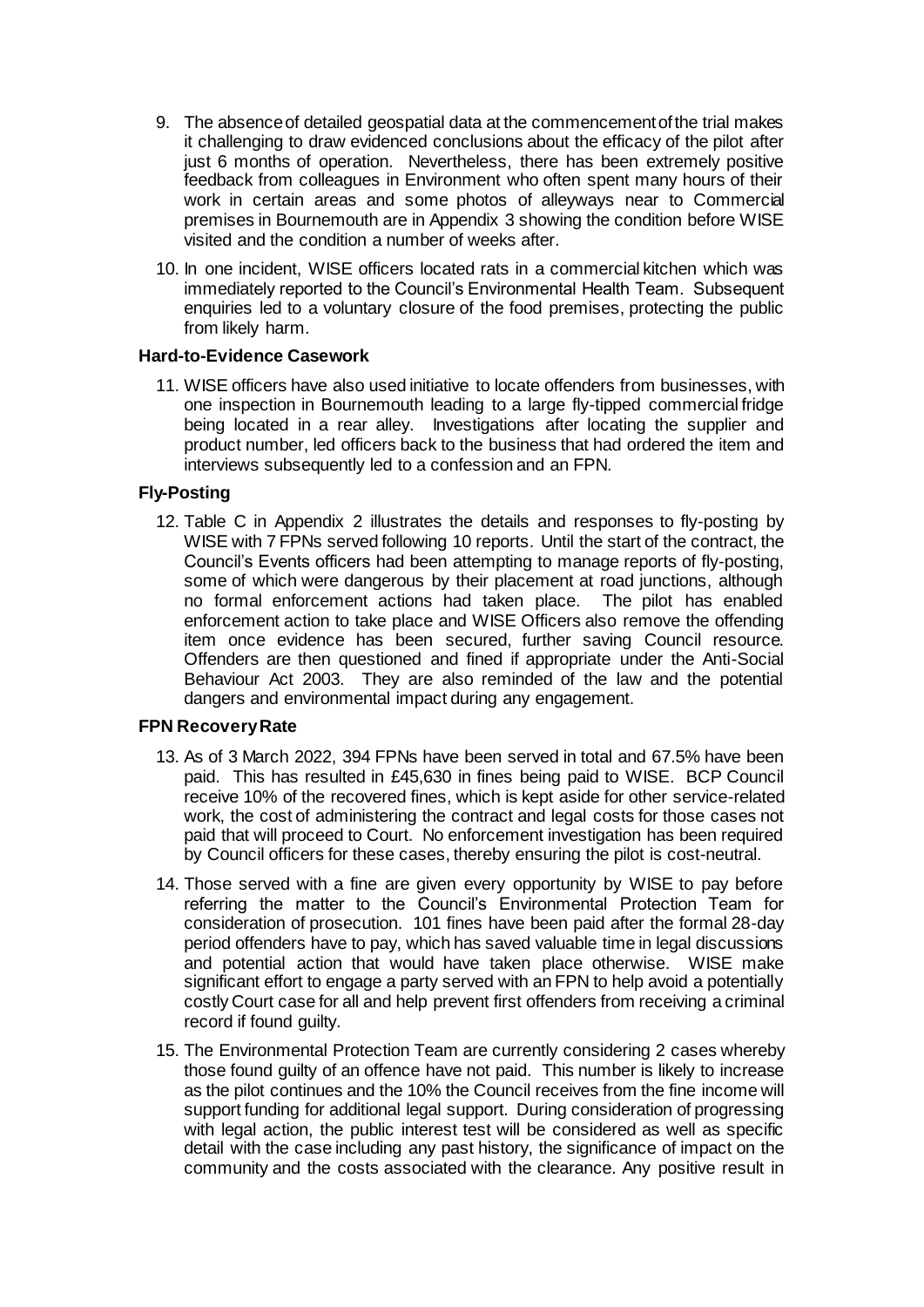9. The absence of detailed geospatial data at the commencement of the trial makes it challenging to draw evidenced conclusions about the efficacy of the pilot after just 6 months of operation. Nevertheless, there has been extremely positive feedback from colleagues in Environment who often spent many hours of their work in certain areas and some photos of alleyways near to Commercial premises in Bournemouth are in Appendix 3 showing the condition before WISE visited and the condition a number of weeks after.

10. In one incident, WISE officers located rats in a commercial kitchen which was immediately reported to the Council's Environmental Health Team. Subsequent enquiries led to a voluntary closure of the food premises, protecting the public from likely harm.

**Hard-to-Evidence Casework**

11. WISE officers have also used initiative to locate offenders from businesses, with one inspection in Bournemouth leading to a large fly-tipped commercial fridge being located in a rear alley. Investigations after locating the supplier and product number, led officers back to the business that had ordered the item and interviews subsequently led to a confession and an FPN.

**Fly-Posting**

12. Table C in Appendix 2 illustrates the details and responses to fly-posting by WISE with 7 FPNs served following 10 reports. Until the start of the contract, the Council's Events officers had been attempting to manage reports of fly-posting, some of which were dangerous by their placement at road junctions, although no formal enforcement actions had taken place. The pilot has enabled enforcement action to take place and WISE Officers also remove the offending item once evidence has been secured, further saving Council resource. Offenders are then questioned and fined if appropriate under the Anti-Social Behaviour Act 2003. They are also reminded of the law and the potential dangers and environmental impact during any engagement.

**FPN Recovery Rate**

13. As of 3 March 2022, 394 FPNs have been served in total and 67.5% have been paid. This has resulted in £45,630 in fines being paid to WISE. BCP Council receive 10% of the recovered fines, which is kept aside for other service-related work, the cost of administering the contract and legal costs for those cases not paid that will proceed to Court. No enforcement investigation has been required by Council officers for these cases, thereby ensuring the pilot is cost-neutral.

14. Those served with a fine are given every opportunity by WISE to pay before referring the matter to the Council's Environmental Protection Team for consideration of prosecution. 101 fines have been paid after the formal 28-day period offenders have to pay, which has saved valuable time in legal discussions and potential action that would have taken place otherwise. WISE make significant effort to engage a party served with an FPN to help avoid a potentially costly Court case for all and help prevent first offenders from receiving a criminal record if found guilty.

15. The Environmental Protection Team are currently considering 2 cases whereby those found guilty of an offence have not paid. This number is likely to increase as the pilot continues and the 10% the Council receives from the fine income will support funding for additional legal support. During consideration of progressing with legal action, the public interest test will be considered as well as specific detail with the case including any past history, the significance of impact on the community and the costs associated with the clearance. Any positive result in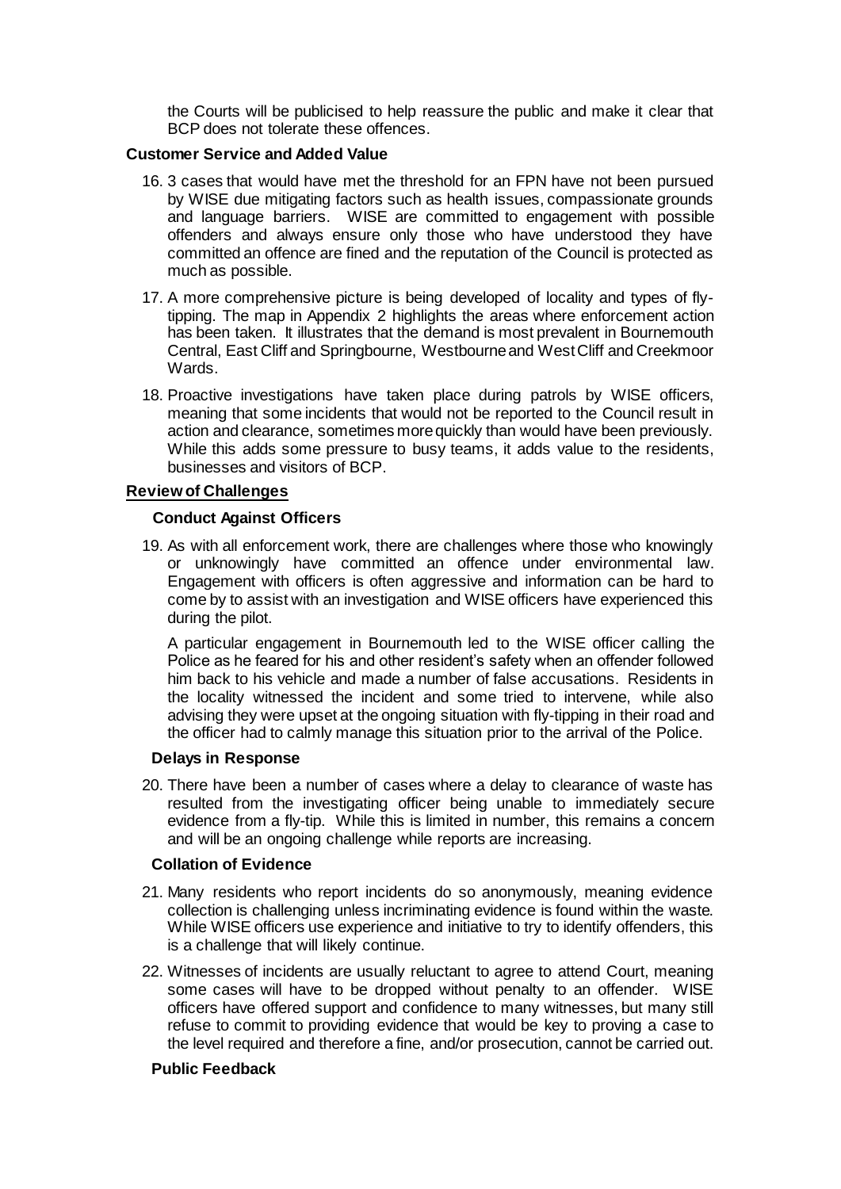the Courts will be publicised to help reassure the public and make it clear that BCP does not tolerate these offences.

**Customer Service and Added Value**

16. 3 cases that would have met the threshold for an FPN have not been pursued by WISE due mitigating factors such as health issues, compassionate grounds and language barriers. WISE are committed to engagement with possible offenders and always ensure only those who have understood they have committed an offence are fined and the reputation of the Council is protected as much as possible.

17. A more comprehensive picture is being developed of locality and types of fly-tipping. The map in Appendix 2 highlights the areas where enforcement action has been taken. It illustrates that the demand is most prevalent in Bournemouth Central, East Cliff and Springbourne, Westbourne and West Cliff and Creekmoor Wards.

18. Proactive investigations have taken place during patrols by WISE officers, meaning that some incidents that would not be reported to the Council result in action and clearance, sometimes more quickly than would have been previously. While this adds some pressure to busy teams, it adds value to the residents, businesses and visitors of BCP.

**Review of Challenges**

**Conduct Against Officers**

19. As with all enforcement work, there are challenges where those who knowingly or unknowingly have committed an offence under environmental law. Engagement with officers is often aggressive and information can be hard to come by to assist with an investigation and WISE officers have experienced this during the pilot.

    A particular engagement in Bournemouth led to the WISE officer calling the Police as he feared for his and other resident's safety when an offender followed him back to his vehicle and made a number of false accusations. Residents in the locality witnessed the incident and some tried to intervene, while also advising they were upset at the ongoing situation with fly-tipping in their road and the officer had to calmly manage this situation prior to the arrival of the Police.

**Delays in Response**

20. There have been a number of cases where a delay to clearance of waste has resulted from the investigating officer being unable to immediately secure evidence from a fly-tip. While this is limited in number, this remains a concern and will be an ongoing challenge while reports are increasing.

**Collation of Evidence**

21. Many residents who report incidents do so anonymously, meaning evidence collection is challenging unless incriminating evidence is found within the waste. While WISE officers use experience and initiative to try to identify offenders, this is a challenge that will likely continue.

22. Witnesses of incidents are usually reluctant to agree to attend Court, meaning some cases will have to be dropped without penalty to an offender. WISE officers have offered support and confidence to many witnesses, but many still refuse to commit to providing evidence that would be key to proving a case to the level required and therefore a fine, and/or prosecution, cannot be carried out.

**Public Feedback**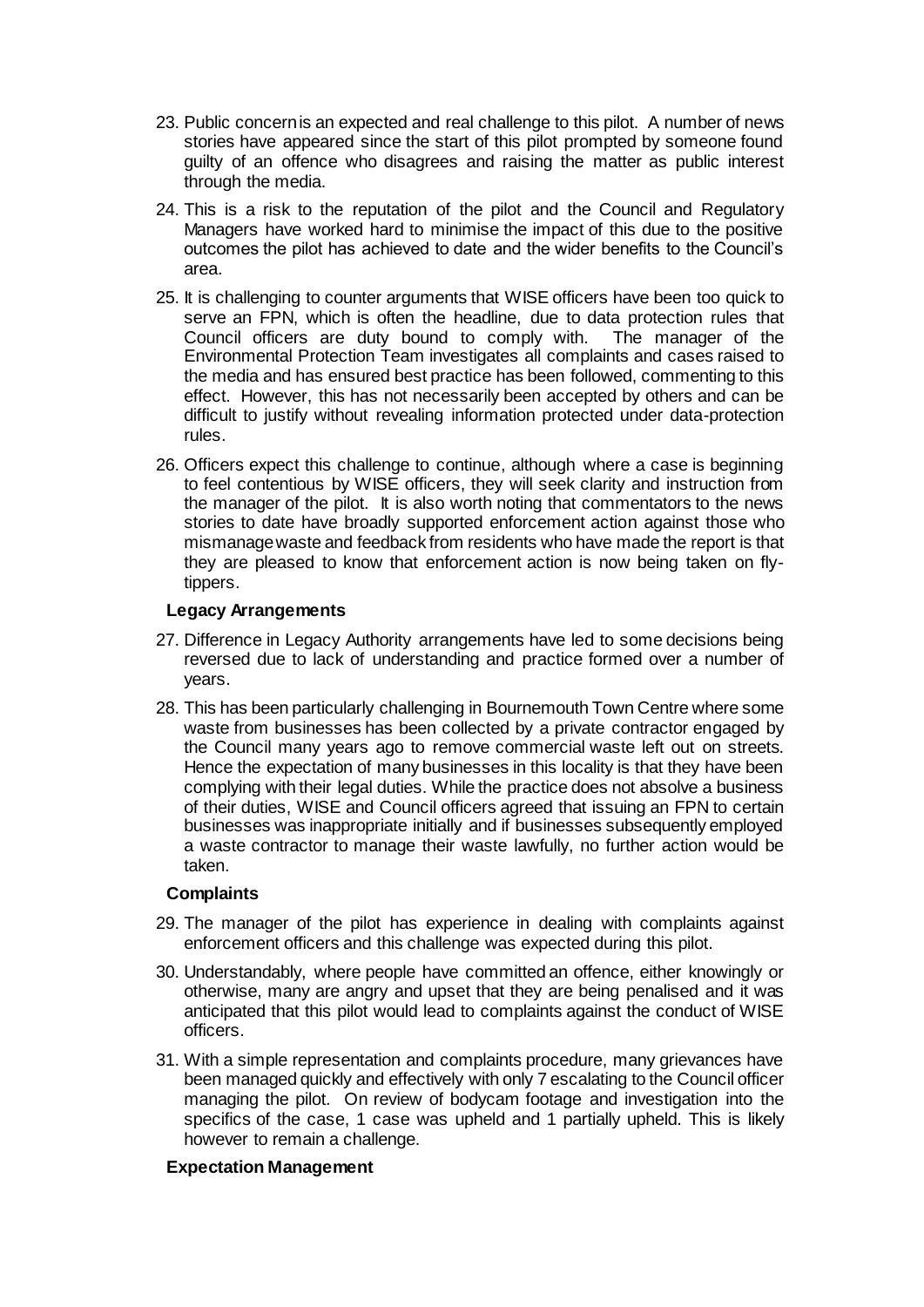23. Public concern is an expected and real challenge to this pilot. A number of news stories have appeared since the start of this pilot prompted by someone found guilty of an offence who disagrees and raising the matter as public interest through the media.

24. This is a risk to the reputation of the pilot and the Council and Regulatory Managers have worked hard to minimise the impact of this due to the positive outcomes the pilot has achieved to date and the wider benefits to the Council's area.

25. It is challenging to counter arguments that WISE officers have been too quick to serve an FPN, which is often the headline, due to data protection rules that Council officers are duty bound to comply with. The manager of the Environmental Protection Team investigates all complaints and cases raised to the media and has ensured best practice has been followed, commenting to this effect. However, this has not necessarily been accepted by others and can be difficult to justify without revealing information protected under data-protection rules.

26. Officers expect this challenge to continue, although where a case is beginning to feel contentious by WISE officers, they will seek clarity and instruction from the manager of the pilot. It is also worth noting that commentators to the news stories to date have broadly supported enforcement action against those who mismanage waste and feedback from residents who have made the report is that they are pleased to know that enforcement action is now being taken on fly-tippers.

**Legacy Arrangements**

27. Difference in Legacy Authority arrangements have led to some decisions being reversed due to lack of understanding and practice formed over a number of years.

28. This has been particularly challenging in Bournemouth Town Centre where some waste from businesses has been collected by a private contractor engaged by the Council many years ago to remove commercial waste left out on streets. Hence the expectation of many businesses in this locality is that they have been complying with their legal duties. While the practice does not absolve a business of their duties, WISE and Council officers agreed that issuing an FPN to certain businesses was inappropriate initially and if businesses subsequently employed a waste contractor to manage their waste lawfully, no further action would be taken.

**Complaints**

29. The manager of the pilot has experience in dealing with complaints against enforcement officers and this challenge was expected during this pilot.

30. Understandably, where people have committed an offence, either knowingly or otherwise, many are angry and upset that they are being penalised and it was anticipated that this pilot would lead to complaints against the conduct of WISE officers.

31. With a simple representation and complaints procedure, many grievances have been managed quickly and effectively with only 7 escalating to the Council officer managing the pilot. On review of bodycam footage and investigation into the specifics of the case, 1 case was upheld and 1 partially upheld. This is likely however to remain a challenge.

**Expectation Management**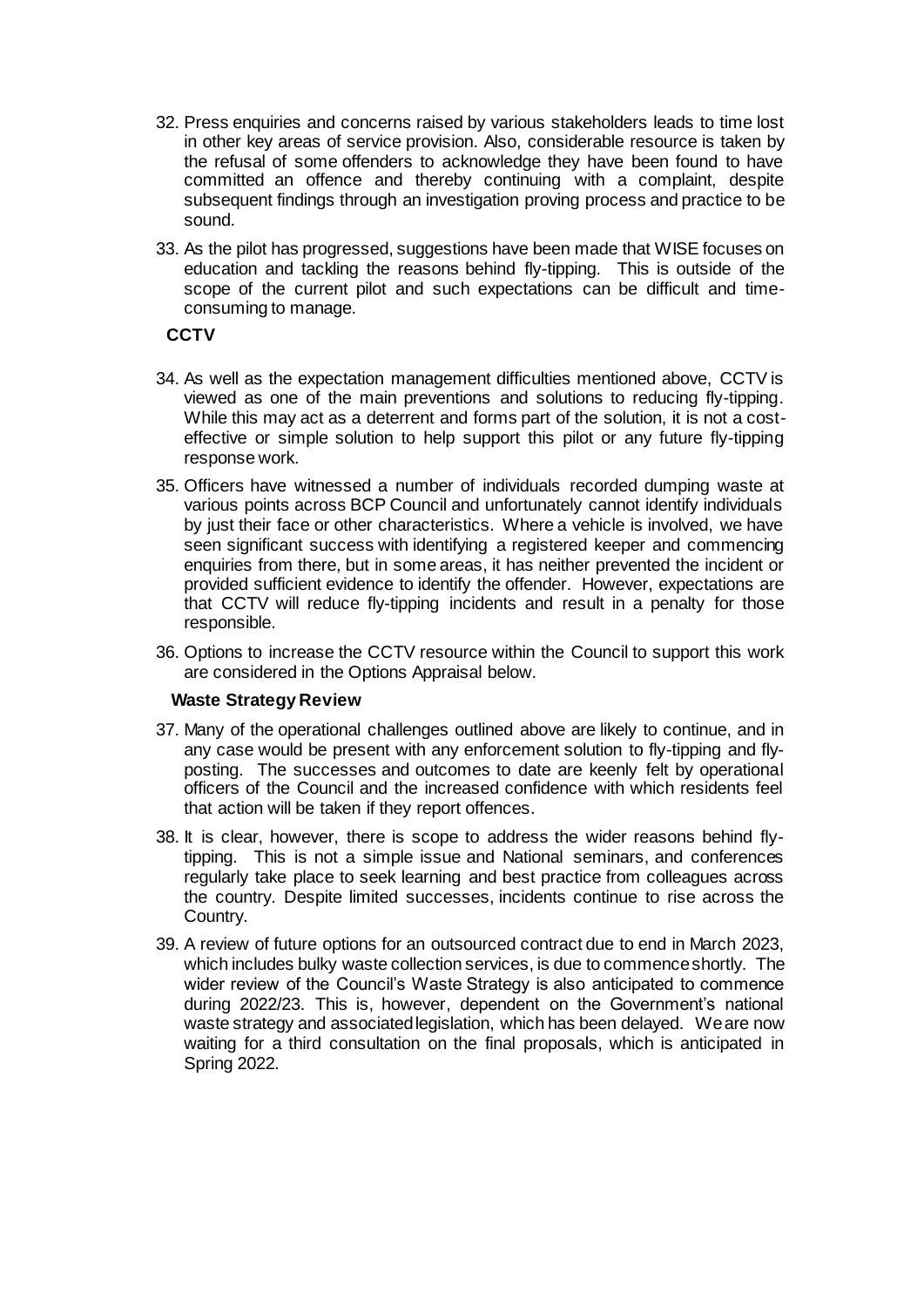32. Press enquiries and concerns raised by various stakeholders leads to time lost in other key areas of service provision. Also, considerable resource is taken by the refusal of some offenders to acknowledge they have been found to have committed an offence and thereby continuing with a complaint, despite subsequent findings through an investigation proving process and practice to be sound.

33. As the pilot has progressed, suggestions have been made that WISE focuses on education and tackling the reasons behind fly-tipping. This is outside of the scope of the current pilot and such expectations can be difficult and time-consuming to manage.

**CCTV**

34. As well as the expectation management difficulties mentioned above, CCTV is viewed as one of the main preventions and solutions to reducing fly-tipping. While this may act as a deterrent and forms part of the solution, it is not a cost-effective or simple solution to help support this pilot or any future fly-tipping response work.

35. Officers have witnessed a number of individuals recorded dumping waste at various points across BCP Council and unfortunately cannot identify individuals by just their face or other characteristics. Where a vehicle is involved, we have seen significant success with identifying a registered keeper and commencing enquiries from there, but in some areas, it has neither prevented the incident or provided sufficient evidence to identify the offender. However, expectations are that CCTV will reduce fly-tipping incidents and result in a penalty for those responsible.

36. Options to increase the CCTV resource within the Council to support this work are considered in the Options Appraisal below.

**Waste Strategy Review**

37. Many of the operational challenges outlined above are likely to continue, and in any case would be present with any enforcement solution to fly-tipping and fly-posting. The successes and outcomes to date are keenly felt by operational officers of the Council and the increased confidence with which residents feel that action will be taken if they report offences.

38. It is clear, however, there is scope to address the wider reasons behind fly-tipping. This is not a simple issue and National seminars, and conferences regularly take place to seek learning and best practice from colleagues across the country. Despite limited successes, incidents continue to rise across the Country.

39. A review of future options for an outsourced contract due to end in March 2023, which includes bulky waste collection services, is due to commence shortly. The wider review of the Council's Waste Strategy is also anticipated to commence during 2022/23. This is, however, dependent on the Government's national waste strategy and associated legislation, which has been delayed. We are now waiting for a third consultation on the final proposals, which is anticipated in Spring 2022.